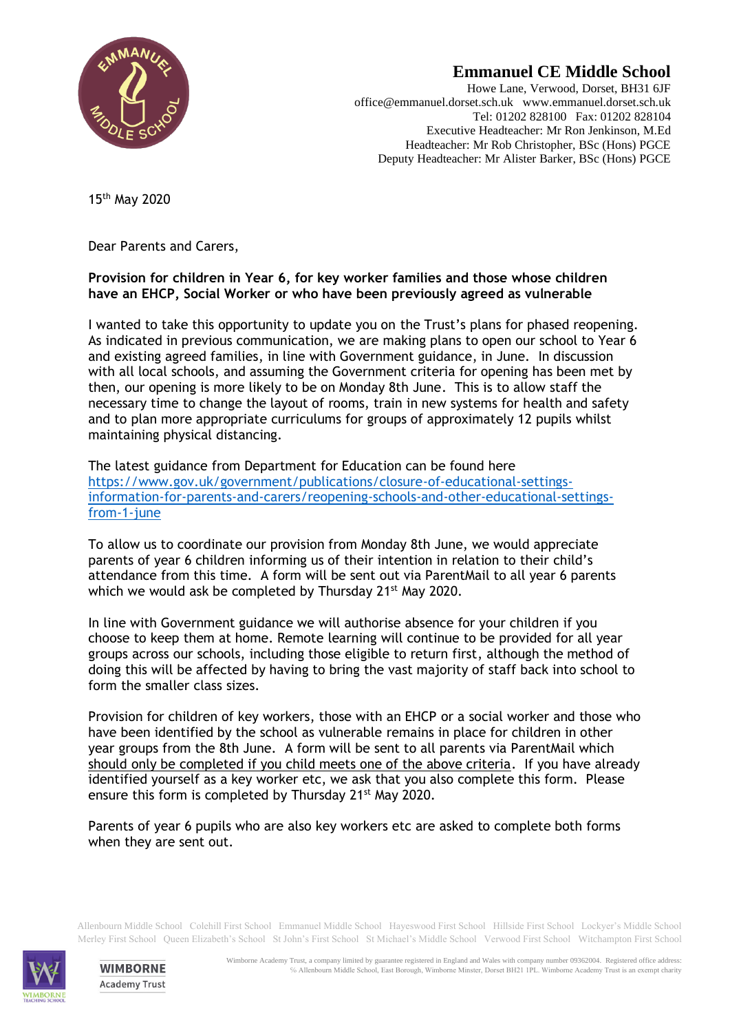# Emmanuel CE Middle School

Howe Lane, Verwood, Dorset, BH31 6JF
office@emmanuel.dorset.sch.uk www.emmanuel.dorset.sch.uk
Tel: 01202 828100 Fax: 01202 828104
Executive Headteacher: Mr Ron Jenkinson, M.Ed
Headteacher: Mr Rob Christopher, BSc (Hons) PGCE
Deputy Headteacher: Mr Alister Barker, BSc (Hons) PGCE

15th May 2020

Dear Parents and Carers,

**Provision for children in Year 6, for key worker families and those whose children have an EHCP, Social Worker or who have been previously agreed as vulnerable**

I wanted to take this opportunity to update you on the Trust's plans for phased reopening. As indicated in previous communication, we are making plans to open our school to Year 6 and existing agreed families, in line with Government guidance, in June. In discussion with all local schools, and assuming the Government criteria for opening has been met by then, our opening is more likely to be on Monday 8th June. This is to allow staff the necessary time to change the layout of rooms, train in new systems for health and safety and to plan more appropriate curriculums for groups of approximately 12 pupils whilst maintaining physical distancing.

The latest guidance from Department for Education can be found here [https://www.gov.uk/government/publications/closure-of-educational-settings-information-for-parents-and-carers/reopening-schools-and-other-educational-settings-from-1-june](https://www.gov.uk/government/publications/closure-of-educational-settings-information-for-parents-and-carers/reopening-schools-and-other-educational-settings-from-1-june)

To allow us to coordinate our provision from Monday 8th June, we would appreciate parents of year 6 children informing us of their intention in relation to their child's attendance from this time. A form will be sent out via ParentMail to all year 6 parents which we would ask be completed by Thursday 21st May 2020.

In line with Government guidance we will authorise absence for your children if you choose to keep them at home. Remote learning will continue to be provided for all year groups across our schools, including those eligible to return first, although the method of doing this will be affected by having to bring the vast majority of staff back into school to form the smaller class sizes.

Provision for children of key workers, those with an EHCP or a social worker and those who have been identified by the school as vulnerable remains in place for children in other year groups from the 8th June. A form will be sent to all parents via ParentMail which <u>should only be completed if you child meets one of the above criteria</u>. If you have already identified yourself as a key worker etc, we ask that you also complete this form. Please ensure this form is completed by Thursday 21st May 2020.

Parents of year 6 pupils who are also key workers etc are asked to complete both forms when they are sent out.

Allenbourn Middle School Colehill First School Emmanuel Middle School Hayeswood First School Hillside First School Lockyer's Middle School
Merley First School Queen Elizabeth's School St John's First School St Michael's Middle School Verwood First School Witchampton First School

Wimborne Academy Trust, a company limited by guarantee registered in England and Wales with company number 09362004. Registered office address: % Allenbourn Middle School, East Borough, Wimborne Minster, Dorset BH21 1PL. Wimborne Academy Trust is an exempt charity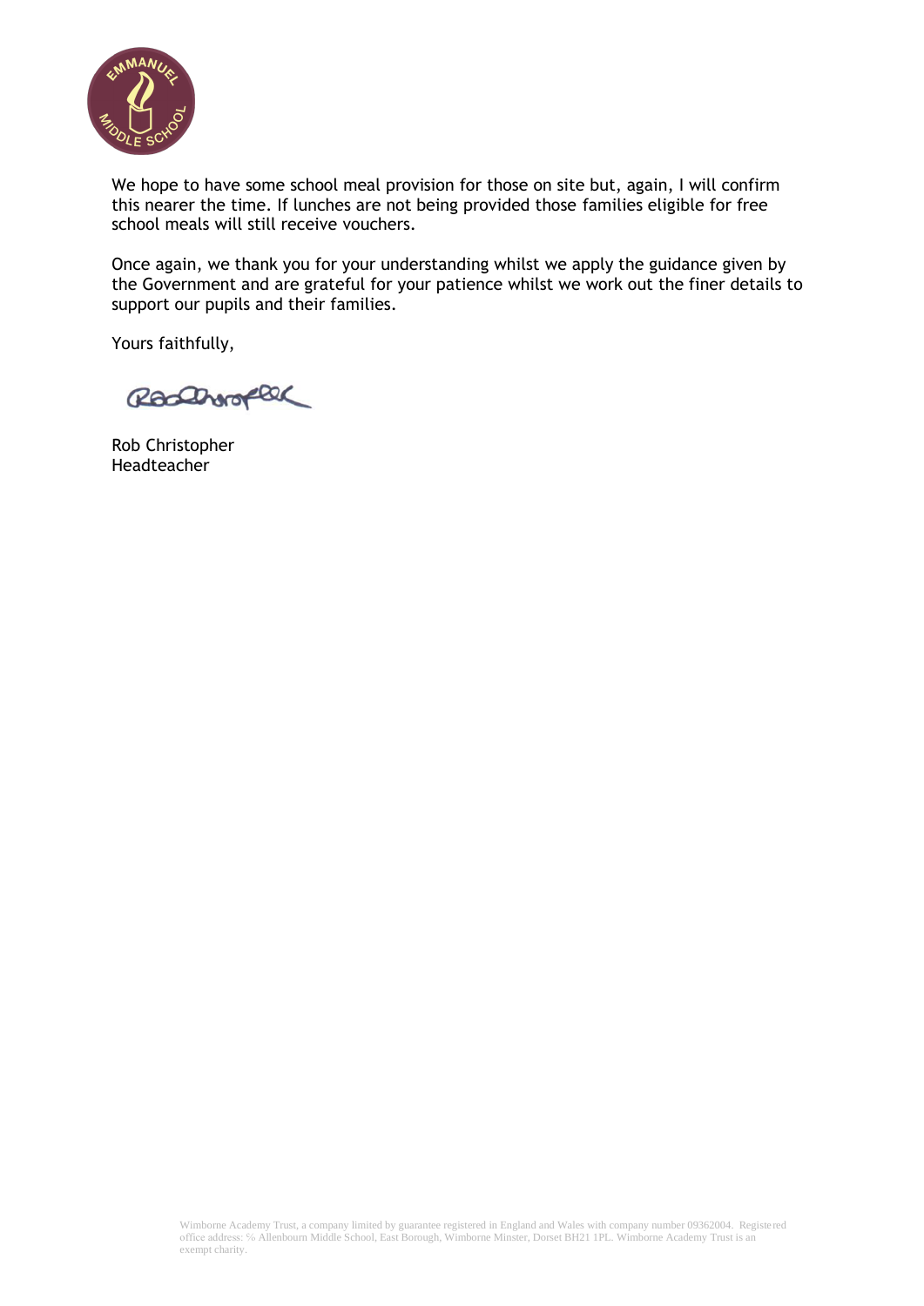We hope to have some school meal provision for those on site but, again, I will confirm this nearer the time. If lunches are not being provided those families eligible for free school meals will still receive vouchers.

Once again, we thank you for your understanding whilst we apply the guidance given by the Government and are grateful for your patience whilst we work out the finer details to support our pupils and their families.

Yours faithfully,

Rob Christopher
Headteacher

Wimborne Academy Trust, a company limited by guarantee registered in England and Wales with company number 09362004. Registered office address: ℅ Allenbourn Middle School, East Borough, Wimborne Minster, Dorset BH21 1PL. Wimborne Academy Trust is an exempt charity.